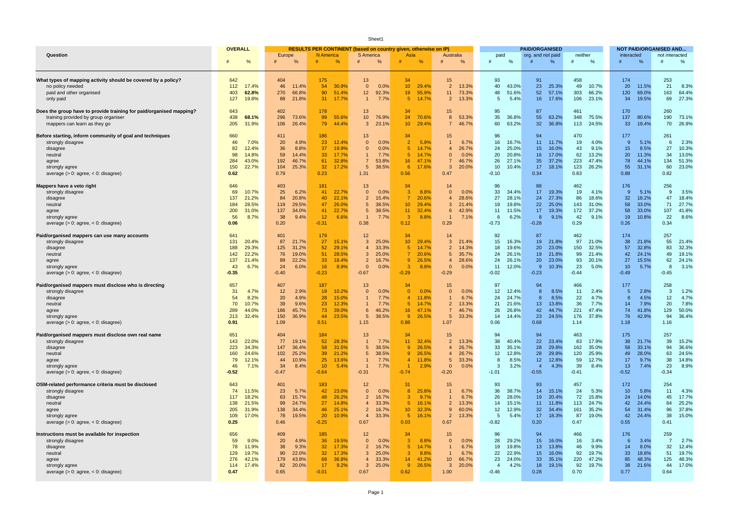| Question | OVERALL | | RESULTS PER CONTINENT (based on country given, otherwise on IP) | | | | | | | | | | PAID/ORGANISED | | | | | | NOT PAID/ORGANISED AND... | | | |
|---|---|---|---|---|---|---|---|---|---|---|---|---|---|---|---|---|---|---|---|---|---|---|
| | | | Europe | | N America | | S America | | Asia | | Australia | | paid | | org. and not paid | | neither | | interacted | | not interacted | |
| | # | % | # | % | # | % | # | % | # | % | # | % | # | % | # | % | # | % | # | % | # | % |
| **What types of mapping activity should be covered by a policy?** | 642 | | 404 | | 175 | | 13 | | 34 | | 15 | | 93 | | 91 | | 458 | | 174 | | 253 | |
| no policy needed | 112 | 17.4% | 46 | 11.4% | 54 | 30.9% | 0 | 0.0% | 10 | 29.4% | 2 | 13.3% | 40 | 43.0% | 23 | 25.3% | 49 | 10.7% | 20 | 11.5% | 21 | 8.3% |
| paid and other organised | 403 | **62.8%** | 270 | 66.8% | 90 | 51.4% | 12 | 92.3% | 19 | 55.9% | 11 | 73.3% | 48 | 51.6% | 52 | 57.1% | 303 | 66.2% | 120 | 69.0% | 163 | 64.4% |
| only paid | 127 | 19.8% | 88 | 21.8% | 31 | 17.7% | 1 | 7.7% | 5 | 14.7% | 2 | 13.3% | 5 | 5.4% | 16 | 17.6% | 106 | 23.1% | 34 | 19.5% | 69 | 27.3% |
| **Does the group have to provide training for paid/organised mapping?** | 643 | | 402 | | 178 | | 13 | | 34 | | 15 | | 95 | | 87 | | 461 | | 170 | | 260 | |
| training provided by group organiser | 438 | **68.1%** | 296 | 73.6% | 99 | 55.6% | 10 | 76.9% | 24 | 70.6% | 8 | 53.3% | 35 | 36.8% | 55 | 63.2% | 348 | 75.5% | 137 | 80.6% | 190 | 73.1% |
| mappers can learn as they go | 205 | 31.9% | 106 | 26.4% | 79 | 44.4% | 3 | 23.1% | 10 | 29.4% | 7 | 46.7% | 60 | 63.2% | 32 | 36.8% | 113 | 24.5% | 33 | 19.4% | 70 | 26.9% |
| **Before starting, inform community of goal and techniques** | 660 | | 411 | | 186 | | 13 | | 34 | | 15 | | 96 | | 94 | | 470 | | 177 | | 261 | |
| strongly disagree | 46 | 7.0% | 20 | 4.9% | 23 | 12.4% | 0 | 0.0% | 2 | 5.9% | 1 | 6.7% | 16 | 16.7% | 11 | 11.7% | 19 | 4.0% | 9 | 5.1% | 6 | 2.3% |
| disagree | 82 | 12.4% | 36 | 8.8% | 37 | 19.9% | 0 | 0.0% | 5 | 14.7% | 4 | 26.7% | 24 | 25.0% | 15 | 16.0% | 43 | 9.1% | 15 | 8.5% | 27 | 10.3% |
| neutral | 98 | 14.8% | 59 | 14.4% | 33 | 17.7% | 1 | 7.7% | 5 | 14.7% | 0 | 0.0% | 20 | 20.8% | 16 | 17.0% | 62 | 13.2% | 20 | 11.3% | 34 | 13.0% |
| agree | 284 | 43.0% | 192 | 46.7% | 61 | 32.8% | 7 | 53.8% | 16 | 47.1% | 7 | 46.7% | 26 | 27.1% | 35 | 37.2% | 223 | 47.4% | 78 | 44.1% | 134 | 51.3% |
| strongly agree | 150 | 22.7% | 104 | 25.3% | 32 | 17.2% | 5 | 38.5% | 6 | 17.6% | 3 | 20.0% | 10 | 10.4% | 17 | 18.1% | 123 | 26.2% | 55 | 31.1% | 60 | 23.0% |
| average (> 0: agree, < 0: disagree) | **0.62** | | 0.79 | | 0.23 | | 1.31 | | 0.56 | | 0.47 | | -0.10 | | 0.34 | | 0.83 | | 0.88 | | 0.82 | |
| **Mappers have a veto right** | 646 | | 403 | | 181 | | 13 | | 34 | | 14 | | 96 | | 88 | | 462 | | 176 | | 256 | |
| strongly disagree | 69 | 10.7% | 25 | 6.2% | 41 | 22.7% | 0 | 0.0% | 3 | 8.8% | 0 | 0.0% | 33 | 34.4% | 17 | 19.3% | 19 | 4.1% | 9 | 5.1% | 9 | 3.5% |
| disagree | 137 | 21.2% | 84 | 20.8% | 40 | 22.1% | 2 | 15.4% | 7 | 20.6% | 4 | 28.6% | 27 | 28.1% | 24 | 27.3% | 86 | 18.6% | 32 | 18.2% | 47 | 18.4% |
| neutral | 184 | 28.5% | 119 | 29.5% | 47 | 26.0% | 5 | 38.5% | 10 | 29.4% | 3 | 21.4% | 19 | 19.8% | 22 | 25.0% | 143 | 31.0% | 58 | 33.0% | 71 | 27.7% |
| agree | 200 | 31.0% | 137 | 34.0% | 41 | 22.7% | 5 | 38.5% | 11 | 32.4% | 6 | 42.9% | 11 | 11.5% | 17 | 19.3% | 172 | 37.2% | 58 | 33.0% | 107 | 41.8% |
| strongly agree | 56 | 8.7% | 38 | 9.4% | 12 | 6.6% | 1 | 7.7% | 3 | 8.8% | 1 | 7.1% | 6 | 6.2% | 8 | 9.1% | 42 | 9.1% | 19 | 10.8% | 22 | 8.6% |
| average (> 0: agree, < 0: disagree) | **0.06** | | 0.20 | | -0.31 | | 0.38 | | 0.12 | | 0.29 | | -0.73 | | -0.28 | | 0.29 | | 0.26 | | 0.34 | |
| **Paid/organised mappers can use many accounts** | 641 | | 401 | | 179 | | 12 | | 34 | | 14 | | 92 | | 87 | | 462 | | 174 | | 257 | |
| strongly disagree | 131 | 20.4% | 87 | 21.7% | 27 | 15.1% | 3 | 25.0% | 10 | 29.4% | 3 | 21.4% | 15 | 16.3% | 19 | 21.8% | 97 | 21.0% | 38 | 21.8% | 55 | 21.4% |
| disagree | 188 | 29.3% | 125 | 31.2% | 52 | 29.1% | 4 | 33.3% | 5 | 14.7% | 2 | 14.3% | 18 | 19.6% | 20 | 23.0% | 150 | 32.5% | 57 | 32.8% | 83 | 32.3% |
| neutral | 142 | 22.2% | 76 | 19.0% | 51 | 28.5% | 3 | 25.0% | 7 | 20.6% | 5 | 35.7% | 24 | 26.1% | 19 | 21.8% | 99 | 21.4% | 42 | 24.1% | 49 | 19.1% |
| agree | 137 | 21.4% | 89 | 22.2% | 33 | 18.4% | 2 | 16.7% | 9 | 26.5% | 4 | 28.6% | 24 | 26.1% | 20 | 23.0% | 93 | 20.1% | 27 | 15.5% | 62 | 24.1% |
| strongly agree | 43 | 6.7% | 24 | 6.0% | 16 | 8.9% | 0 | 0.0% | 3 | 8.8% | 0 | 0.0% | 11 | 12.0% | 9 | 10.3% | 23 | 5.0% | 10 | 5.7% | 8 | 3.1% |
| average (> 0: agree, < 0: disagree) | **-0.35** | | -0.40 | | -0.23 | | -0.67 | | -0.29 | | -0.29 | | -0.02 | | -0.23 | | -0.44 | | -0.49 | | -0.45 | |
| **Paid/organised mappers must disclose who is directing** | 657 | | 407 | | 187 | | 13 | | 34 | | 15 | | 97 | | 94 | | 466 | | 177 | | 258 | |
| strongly disagree | 31 | 4.7% | 12 | 2.9% | 19 | 10.2% | 0 | 0.0% | 0 | 0.0% | 0 | 0.0% | 12 | 12.4% | 8 | 8.5% | 11 | 2.4% | 5 | 2.8% | 3 | 1.2% |
| disagree | 54 | 8.2% | 20 | 4.9% | 28 | 15.0% | 1 | 7.7% | 4 | 11.8% | 1 | 6.7% | 24 | 24.7% | 8 | 8.5% | 22 | 4.7% | 8 | 4.5% | 12 | 4.7% |
| neutral | 70 | 10.7% | 39 | 9.6% | 23 | 12.3% | 1 | 7.7% | 5 | 14.7% | 2 | 13.3% | 21 | 21.6% | 13 | 13.8% | 36 | 7.7% | 14 | 7.9% | 20 | 7.8% |
| agree | 289 | 44.0% | 186 | 45.7% | 73 | 39.0% | 6 | 46.2% | 16 | 47.1% | 7 | 46.7% | 26 | 26.8% | 42 | 44.7% | 221 | 47.4% | 74 | 41.8% | 129 | 50.0% |
| strongly agree | 213 | 32.4% | 150 | 36.9% | 44 | 23.5% | 5 | 38.5% | 9 | 26.5% | 5 | 33.3% | 14 | 14.4% | 23 | 24.5% | 176 | 37.8% | 76 | 42.9% | 94 | 36.4% |
| average (> 0: agree, < 0: disagree) | **0.91** | | 1.09 | | 0.51 | | 1.15 | | 0.88 | | 1.07 | | 0.06 | | 0.68 | | 1.14 | | 1.18 | | 1.16 | |
| **Paid/organised mappers must disclose own real name** | 651 | | 404 | | 184 | | 13 | | 34 | | 15 | | 94 | | 94 | | 463 | | 175 | | 257 | |
| strongly disagree | 143 | 22.0% | 77 | 19.1% | 52 | 28.3% | 1 | 7.7% | 11 | 32.4% | 2 | 13.3% | 38 | 40.4% | 22 | 23.4% | 83 | 17.9% | 38 | 21.7% | 39 | 15.2% |
| disagree | 223 | 34.3% | 147 | 36.4% | 58 | 31.5% | 5 | 38.5% | 9 | 26.5% | 4 | 26.7% | 33 | 35.1% | 28 | 29.8% | 162 | 35.0% | 58 | 33.1% | 94 | 36.6% |
| neutral | 160 | 24.6% | 102 | 25.2% | 39 | 21.2% | 5 | 38.5% | 9 | 26.5% | 4 | 26.7% | 12 | 12.8% | 28 | 29.8% | 120 | 25.9% | 49 | 28.0% | 63 | 24.5% |
| agree | 79 | 12.1% | 44 | 10.9% | 25 | 13.6% | 1 | 7.7% | 4 | 11.8% | 5 | 33.3% | 8 | 8.5% | 12 | 12.8% | 59 | 12.7% | 17 | 9.7% | 38 | 14.8% |
| strongly agree | 46 | 7.1% | 34 | 8.4% | 10 | 5.4% | 1 | 7.7% | 1 | 2.9% | 0 | 0.0% | 3 | 3.2% | 4 | 4.3% | 39 | 8.4% | 13 | 7.4% | 23 | 8.9% |
| average (> 0: agree, < 0: disagree) | **-0.52** | | -0.47 | | -0.64 | | -0.31 | | -0.74 | | -0.20 | | -1.01 | | -0.55 | | -0.41 | | -0.52 | | -0.34 | |
| **OSM-related performance criteria must be disclosed** | 643 | | 401 | | 183 | | 12 | | 31 | | 15 | | 93 | | 93 | | 457 | | 172 | | 254 | |
| strongly disagree | 74 | 11.5% | 23 | 5.7% | 42 | 23.0% | 0 | 0.0% | 8 | 25.8% | 1 | 6.7% | 36 | 38.7% | 14 | 15.1% | 24 | 5.3% | 10 | 5.8% | 11 | 4.3% |
| disagree | 117 | 18.2% | 63 | 15.7% | 48 | 26.2% | 2 | 16.7% | 3 | 9.7% | 1 | 6.7% | 26 | 28.0% | 19 | 20.4% | 72 | 15.8% | 24 | 14.0% | 45 | 17.7% |
| neutral | 138 | 21.5% | 99 | 24.7% | 27 | 14.8% | 4 | 33.3% | 5 | 16.1% | 2 | 13.3% | 14 | 15.1% | 11 | 11.8% | 113 | 24.7% | 42 | 24.4% | 64 | 25.2% |
| agree | 205 | 31.9% | 138 | 34.4% | 46 | 25.1% | 2 | 16.7% | 10 | 32.3% | 9 | 60.0% | 12 | 12.9% | 32 | 34.4% | 161 | 35.2% | 54 | 31.4% | 96 | 37.8% |
| strongly agree | 109 | 17.0% | 78 | 19.5% | 20 | 10.9% | 4 | 33.3% | 5 | 16.1% | 2 | 13.3% | 5 | 5.4% | 17 | 18.3% | 87 | 19.0% | 42 | 24.4% | 38 | 15.0% |
| average (> 0: agree, < 0: disagree) | **0.25** | | 0.46 | | -0.25 | | 0.67 | | 0.03 | | 0.67 | | -0.82 | | 0.20 | | 0.47 | | 0.55 | | 0.41 | |
| **Instructions must be available for inspection** | 656 | | 409 | | 185 | | 12 | | 34 | | 15 | | 96 | | 94 | | 466 | | 176 | | 259 | |
| strongly disagree | 59 | 9.0% | 20 | 4.9% | 36 | 19.5% | 0 | 0.0% | 3 | 8.8% | 0 | 0.0% | 28 | 29.2% | 15 | 16.0% | 16 | 3.4% | 6 | 3.4% | 7 | 2.7% |
| disagree | 78 | 11.9% | 38 | 9.3% | 32 | 17.3% | 2 | 16.7% | 5 | 14.7% | 1 | 6.7% | 19 | 19.8% | 13 | 13.8% | 46 | 9.9% | 14 | 8.0% | 32 | 12.4% |
| neutral | 129 | 19.7% | 90 | 22.0% | 32 | 17.3% | 3 | 25.0% | 3 | 8.8% | 1 | 6.7% | 22 | 22.9% | 15 | 16.0% | 92 | 19.7% | 33 | 18.8% | 51 | 19.7% |
| agree | 276 | 42.1% | 179 | 43.8% | 68 | 36.8% | 4 | 33.3% | 14 | 41.2% | 10 | 66.7% | 23 | 24.0% | 33 | 35.1% | 220 | 47.2% | 85 | 48.3% | 125 | 48.3% |
| strongly agree | 114 | 17.4% | 82 | 20.0% | 17 | 9.2% | 3 | 25.0% | 9 | 26.5% | 3 | 20.0% | 4 | 4.2% | 18 | 19.1% | 92 | 19.7% | 38 | 21.6% | 44 | 17.0% |
| average (> 0: agree, < 0: disagree) | **0.47** | | 0.65 | | -0.01 | | 0.67 | | 0.62 | | 1.00 | | -0.46 | | 0.28 | | 0.70 | | 0.77 | | 0.64 | |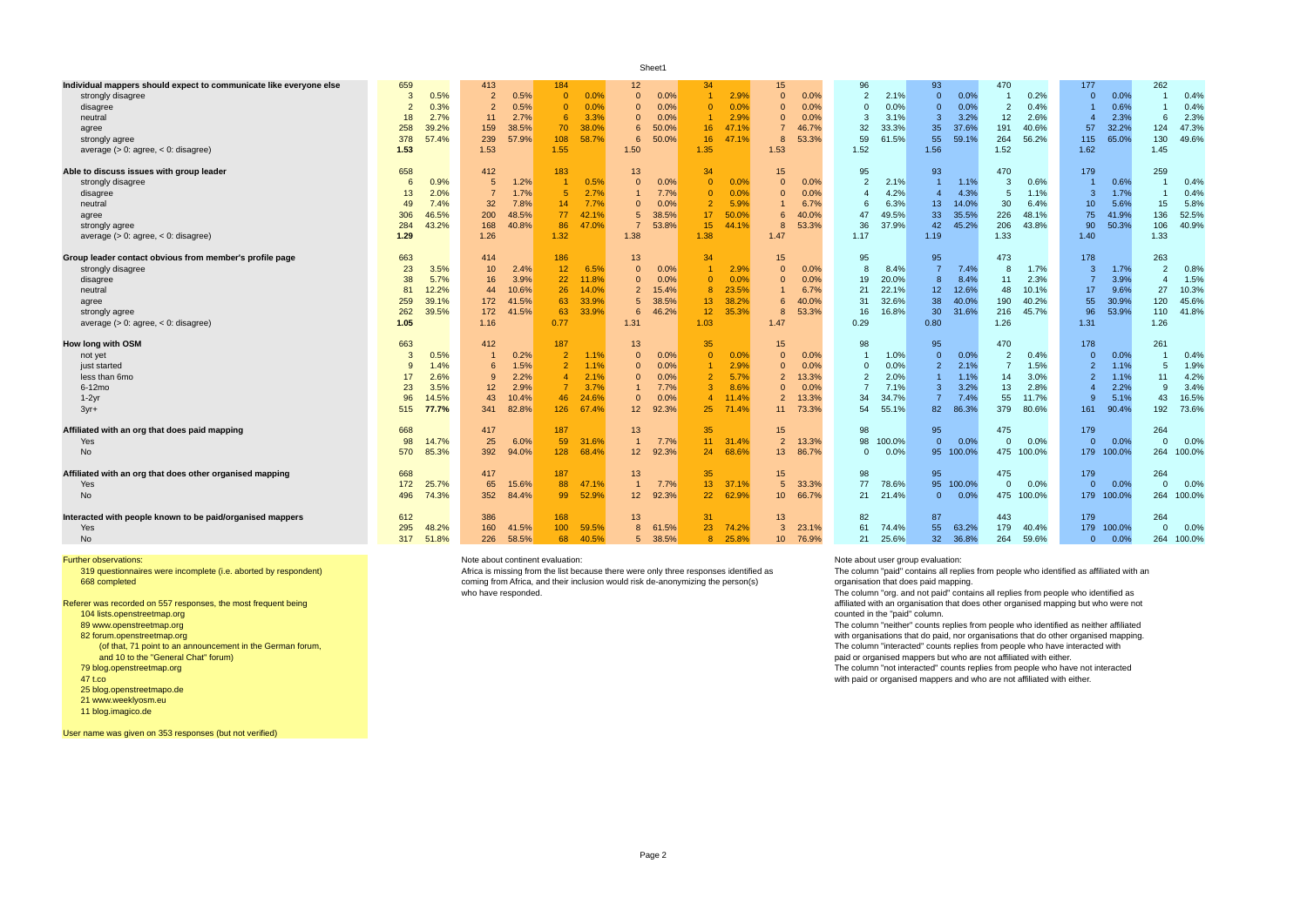| | | | | | | | | | | | | | | | | | | | | | | |
|---|---|---|---|---|---|---|---|---|---|---|---|---|---|---|---|---|---|---|---|---|---|---|
| **Individual mappers should expect to communicate like everyone else** | 659 | | 413 | | 184 | | 12 | | 34 | | 15 | | 96 | | 93 | | 470 | | 177 | | 262 | |
| strongly disagree | 3 | 0.5% | 2 | 0.5% | 0 | 0.0% | 0 | 0.0% | 1 | 2.9% | 0 | 0.0% | 2 | 2.1% | 0 | 0.0% | 1 | 0.2% | 0 | 0.0% | 1 | 0.4% |
| disagree | 2 | 0.3% | 2 | 0.5% | 0 | 0.0% | 0 | 0.0% | 0 | 0.0% | 0 | 0.0% | 0 | 0.0% | 0 | 0.0% | 2 | 0.4% | 1 | 0.6% | 1 | 0.4% |
| neutral | 18 | 2.7% | 11 | 2.7% | 6 | 3.3% | 0 | 0.0% | 1 | 2.9% | 0 | 0.0% | 3 | 3.1% | 3 | 3.2% | 12 | 2.6% | 4 | 2.3% | 6 | 2.3% |
| agree | 258 | 39.2% | 159 | 38.5% | 70 | 38.0% | 6 | 50.0% | 16 | 47.1% | 7 | 46.7% | 32 | 33.3% | 35 | 37.6% | 191 | 40.6% | 57 | 32.2% | 124 | 47.3% |
| strongly agree | 378 | 57.4% | 239 | 57.9% | 108 | 58.7% | 6 | 50.0% | 16 | 47.1% | 8 | 53.3% | 59 | 61.5% | 55 | 59.1% | 264 | 56.2% | 115 | 65.0% | 130 | 49.6% |
| average (> 0: agree, < 0: disagree) | 1.53 | | 1.53 | | 1.55 | | 1.50 | | 1.35 | | 1.53 | | 1.52 | | 1.56 | | 1.52 | | 1.62 | | 1.45 | |
| | | | | | | | | | | | | | | | | | | | | | | |
| **Able to discuss issues with group leader** | 658 | | 412 | | 183 | | 13 | | 34 | | 15 | | 95 | | 93 | | 470 | | 179 | | 259 | |
| strongly disagree | 6 | 0.9% | 5 | 1.2% | 1 | 0.5% | 0 | 0.0% | 0 | 0.0% | 0 | 0.0% | 2 | 2.1% | 1 | 1.1% | 3 | 0.6% | 1 | 0.6% | 1 | 0.4% |
| disagree | 13 | 2.0% | 7 | 1.7% | 5 | 2.7% | 1 | 7.7% | 0 | 0.0% | 0 | 0.0% | 4 | 4.2% | 4 | 4.3% | 5 | 1.1% | 3 | 1.7% | 1 | 0.4% |
| neutral | 49 | 7.4% | 32 | 7.8% | 14 | 7.7% | 0 | 0.0% | 2 | 5.9% | 1 | 6.7% | 6 | 6.3% | 13 | 14.0% | 30 | 6.4% | 10 | 5.6% | 15 | 5.8% |
| agree | 306 | 46.5% | 200 | 48.5% | 77 | 42.1% | 5 | 38.5% | 17 | 50.0% | 6 | 40.0% | 47 | 49.5% | 33 | 35.5% | 226 | 48.1% | 75 | 41.9% | 136 | 52.5% |
| strongly agree | 284 | 43.2% | 168 | 40.8% | 86 | 47.0% | 7 | 53.8% | 15 | 44.1% | 8 | 53.3% | 36 | 37.9% | 42 | 45.2% | 206 | 43.8% | 90 | 50.3% | 106 | 40.9% |
| average (> 0: agree, < 0: disagree) | 1.29 | | 1.26 | | 1.32 | | 1.38 | | 1.38 | | 1.47 | | 1.17 | | 1.19 | | 1.33 | | 1.40 | | 1.33 | |
| | | | | | | | | | | | | | | | | | | | | | | |
| **Group leader contact obvious from member's profile page** | 663 | | 414 | | 186 | | 13 | | 34 | | 15 | | 95 | | 95 | | 473 | | 178 | | 263 | |
| strongly disagree | 23 | 3.5% | 10 | 2.4% | 12 | 6.5% | 0 | 0.0% | 1 | 2.9% | 0 | 0.0% | 8 | 8.4% | 7 | 7.4% | 8 | 1.7% | 3 | 1.7% | 2 | 0.8% |
| disagree | 38 | 5.7% | 16 | 3.9% | 22 | 11.8% | 0 | 0.0% | 0 | 0.0% | 0 | 0.0% | 19 | 20.0% | 8 | 8.4% | 11 | 2.3% | 7 | 3.9% | 4 | 1.5% |
| neutral | 81 | 12.2% | 44 | 10.6% | 26 | 14.0% | 2 | 15.4% | 8 | 23.5% | 1 | 6.7% | 21 | 22.1% | 12 | 12.6% | 48 | 10.1% | 17 | 9.6% | 27 | 10.3% |
| agree | 259 | 39.1% | 172 | 41.5% | 63 | 33.9% | 5 | 38.5% | 13 | 38.2% | 6 | 40.0% | 31 | 32.6% | 38 | 40.0% | 190 | 40.2% | 55 | 30.9% | 120 | 45.6% |
| strongly agree | 262 | 39.5% | 172 | 41.5% | 63 | 33.9% | 6 | 46.2% | 12 | 35.3% | 8 | 53.3% | 16 | 16.8% | 30 | 31.6% | 216 | 45.7% | 96 | 53.9% | 110 | 41.8% |
| average (> 0: agree, < 0: disagree) | 1.05 | | 1.16 | | 0.77 | | 1.31 | | 1.03 | | 1.47 | | 0.29 | | 0.80 | | 1.26 | | 1.31 | | 1.26 | |
| | | | | | | | | | | | | | | | | | | | | | | |
| **How long with OSM** | 663 | | 412 | | 187 | | 13 | | 35 | | 15 | | 98 | | 95 | | 470 | | 178 | | 261 | |
| not yet | 3 | 0.5% | 1 | 0.2% | 2 | 1.1% | 0 | 0.0% | 0 | 0.0% | 0 | 0.0% | 1 | 1.0% | 0 | 0.0% | 2 | 0.4% | 0 | 0.0% | 1 | 0.4% |
| just started | 9 | 1.4% | 6 | 1.5% | 2 | 1.1% | 0 | 0.0% | 1 | 2.9% | 0 | 0.0% | 0 | 0.0% | 2 | 2.1% | 7 | 1.5% | 2 | 1.1% | 5 | 1.9% |
| less than 6mo | 17 | 2.6% | 9 | 2.2% | 4 | 2.1% | 0 | 0.0% | 2 | 5.7% | 2 | 13.3% | 2 | 2.0% | 1 | 1.1% | 14 | 3.0% | 2 | 1.1% | 11 | 4.2% |
| 6-12mo | 23 | 3.5% | 12 | 2.9% | 7 | 3.7% | 1 | 7.7% | 3 | 8.6% | 0 | 0.0% | 7 | 7.1% | 3 | 3.2% | 13 | 2.8% | 4 | 2.2% | 9 | 3.4% |
| 1-2yr | 96 | 14.5% | 43 | 10.4% | 46 | 24.6% | 0 | 0.0% | 4 | 11.4% | 2 | 13.3% | 34 | 34.7% | 7 | 7.4% | 55 | 11.7% | 9 | 5.1% | 43 | 16.5% |
| 3yr+ | 515 | 77.7% | 341 | 82.8% | 126 | 67.4% | 12 | 92.3% | 25 | 71.4% | 11 | 73.3% | 54 | 55.1% | 82 | 86.3% | 379 | 80.6% | 161 | 90.4% | 192 | 73.6% |
| | | | | | | | | | | | | | | | | | | | | | | |
| **Affiliated with an org that does paid mapping** | 668 | | 417 | | 187 | | 13 | | 35 | | 15 | | 98 | | 95 | | 475 | | 179 | | 264 | |
| Yes | 98 | 14.7% | 25 | 6.0% | 59 | 31.6% | 1 | 7.7% | 11 | 31.4% | 2 | 13.3% | 98 | 100.0% | 0 | 0.0% | 0 | 0.0% | 0 | 0.0% | 0 | 0.0% |
| No | 570 | 85.3% | 392 | 94.0% | 128 | 68.4% | 12 | 92.3% | 24 | 68.6% | 13 | 86.7% | 0 | 0.0% | 95 | 100.0% | 475 | 100.0% | 179 | 100.0% | 264 | 100.0% |
| | | | | | | | | | | | | | | | | | | | | | | |
| **Affiliated with an org that does other organised mapping** | 668 | | 417 | | 187 | | 13 | | 35 | | 15 | | 98 | | 95 | | 475 | | 179 | | 264 | |
| Yes | 172 | 25.7% | 65 | 15.6% | 88 | 47.1% | 1 | 7.7% | 13 | 37.1% | 5 | 33.3% | 77 | 78.6% | 95 | 100.0% | 0 | 0.0% | 0 | 0.0% | 0 | 0.0% |
| No | 496 | 74.3% | 352 | 84.4% | 99 | 52.9% | 12 | 92.3% | 22 | 62.9% | 10 | 66.7% | 21 | 21.4% | 0 | 0.0% | 475 | 100.0% | 179 | 100.0% | 264 | 100.0% |
| | | | | | | | | | | | | | | | | | | | | | | |
| **Interacted with people known to be paid/organised mappers** | 612 | | 386 | | 168 | | 13 | | 31 | | 13 | | 82 | | 87 | | 443 | | 179 | | 264 | |
| Yes | 295 | 48.2% | 160 | 41.5% | 100 | 59.5% | 8 | 61.5% | 23 | 74.2% | 3 | 23.1% | 61 | 74.4% | 55 | 63.2% | 179 | 40.4% | 179 | 100.0% | 0 | 0.0% |
| No | 317 | 51.8% | 226 | 58.5% | 68 | 40.5% | 5 | 38.5% | 8 | 25.8% | 10 | 76.9% | 21 | 25.6% | 32 | 36.8% | 264 | 59.6% | 0 | 0.0% | 264 | 100.0% |

Further observations:

319 questionnaires were incomplete (i.e. aborted by respondent)
668 completed

Referer was recorded on 557 responses, the most frequent being
- 104 lists.openstreetmap.org
- 89 www.openstreetmap.org
- 82 forum.openstreetmap.org
  - (of that, 71 point to an announcement in the German forum, and 10 to the "General Chat" forum)
- 79 blog.openstreetmap.org
- 47 t.co
- 25 blog.openstreetmapo.de
- 21 www.weeklyosm.eu
- 11 blog.imagico.de

User name was given on 353 responses (but not verified)

Note about continent evaluation:
Africa is missing from the list because there were only three responses identified as coming from Africa, and their inclusion would risk de-anonymizing the person(s) who have responded.

Note about user group evaluation:
The column "paid" contains all replies from people who identified as affiliated with an organisation that does paid mapping.
The column "org. and not paid" contains all replies from people who identified as affiliated with an organisation that does other organised mapping but who were not counted in the "paid" column.
The column "neither" counts replies from people who identified as neither affiliated with organisations that do paid, nor organisations that do other organised mapping.
The column "interacted" counts replies from people who have interacted with paid or organised mappers but who are not affiliated with either.
The column "not interacted" counts replies from people who have not interacted with paid or organised mappers and who are not affiliated with either.